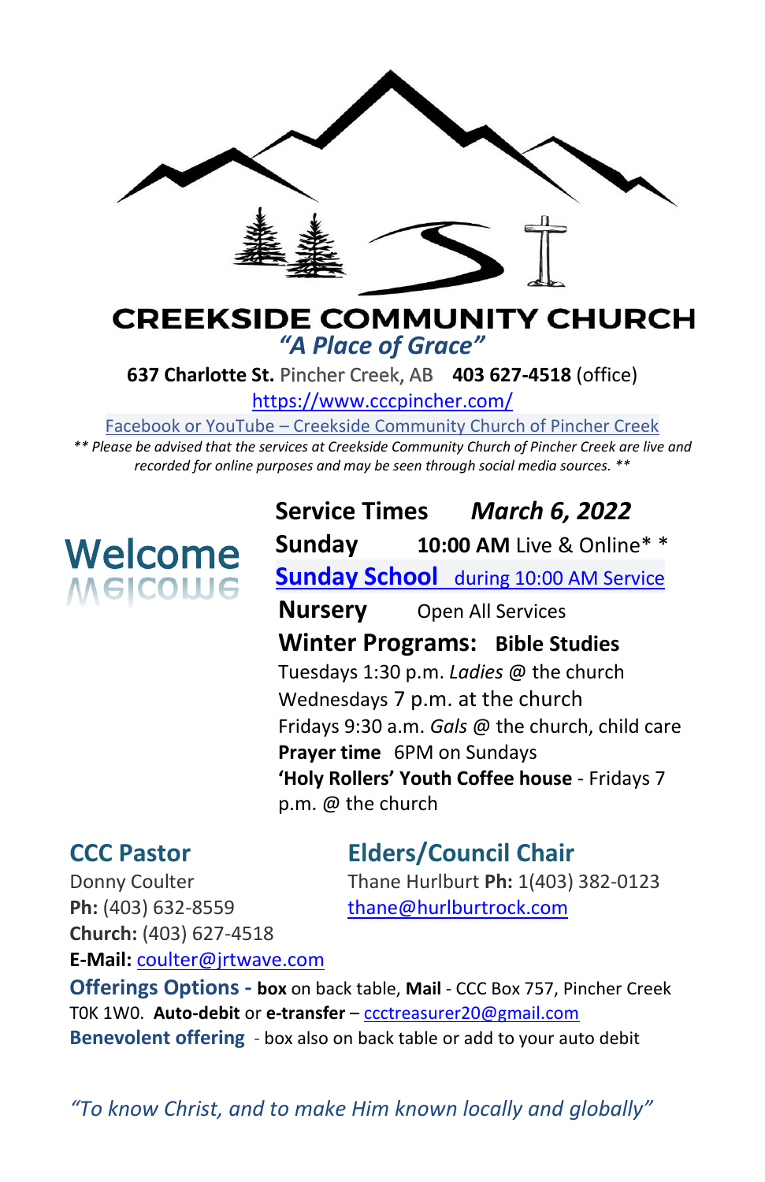# CREEKSIDE COMMUNITY CHURCH

*"A Place of Grace"*

**637 Charlotte St.** Pincher Creek, AB **403 627-4518** (office)

https://www.cccpincher.com/

Facebook or YouTube – Creekside Community Church of Pincher Creek

*** Please be advised that the services at Creekside Community Church of Pincher Creek are live and recorded for online purposes and may be seen through social media sources. ***

## Welcome

**Service Times** ***March 6, 2022***

**Sunday** **10:00 AM** Live & Online* *

**Sunday School** during 10:00 AM Service

**Nursery** Open All Services

**Winter Programs: Bible Studies**

Tuesdays 1:30 p.m. *Ladies* @ the church

Wednesdays 7 p.m. at the church

Fridays 9:30 a.m. *Gals* @ the church, child care

**Prayer time** 6PM on Sundays

**'Holy Rollers' Youth Coffee house** - Fridays 7 p.m. @ the church

### CCC Pastor

Donny Coulter

**Ph:** (403) 632-8559

**Church:** (403) 627-4518

**E-Mail:** coulter@jrtwave.com

### Elders/Council Chair

Thane Hurlburt **Ph:** 1(403) 382-0123

thane@hurlburtrock.com

**Offerings Options -** **box** on back table, **Mail** - CCC Box 757, Pincher Creek T0K 1W0. **Auto-debit** or **e-transfer** – ccctreasurer20@gmail.com

**Benevolent offering** - box also on back table or add to your auto debit

*"To know Christ, and to make Him known locally and globally"*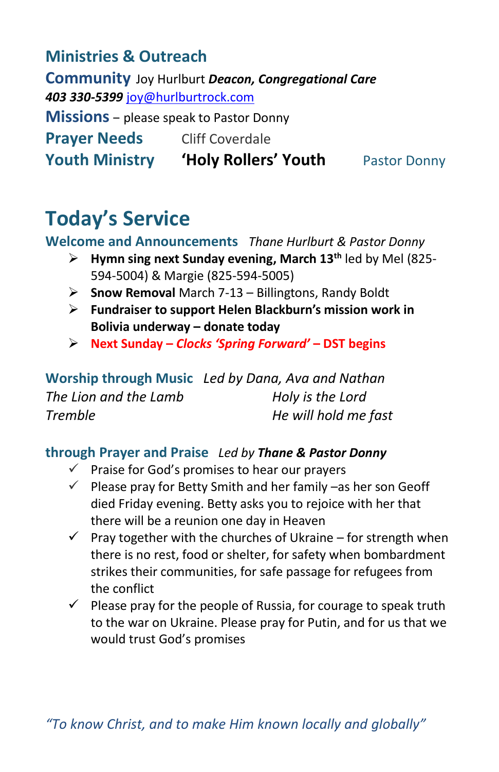## Ministries & Outreach

**Community** Joy Hurlburt ***Deacon, Congregational Care***
***403 330-5399*** joy@hurlburtrock.com

**Missions** – please speak to Pastor Donny

**Prayer Needs** Cliff Coverdale

**Youth Ministry** **'Holy Rollers' Youth** Pastor Donny

# Today's Service

**Welcome and Announcements** *Thane Hurlburt & Pastor Donny*

- **Hymn sing next Sunday evening, March 13th** led by Mel (825-594-5004) & Margie (825-594-5005)
- **Snow Removal** March 7-13 – Billingtons, Randy Boldt
- **Fundraiser to support Helen Blackburn's mission work in Bolivia underway – donate today**
- **Next Sunday – *Clocks 'Spring Forward'* – DST begins**

**Worship through Music** *Led by Dana, Ava and Nathan*

*The Lion and the Lamb*
*Tremble*
*Holy is the Lord*
*He will hold me fast*

**through Prayer and Praise** *Led by* ***Thane & Pastor Donny***

- ✓ Praise for God's promises to hear our prayers
- ✓ Please pray for Betty Smith and her family –as her son Geoff died Friday evening. Betty asks you to rejoice with her that there will be a reunion one day in Heaven
- ✓ Pray together with the churches of Ukraine – for strength when there is no rest, food or shelter, for safety when bombardment strikes their communities, for safe passage for refugees from the conflict
- ✓ Please pray for the people of Russia, for courage to speak truth to the war on Ukraine. Please pray for Putin, and for us that we would trust God's promises

*"To know Christ, and to make Him known locally and globally"*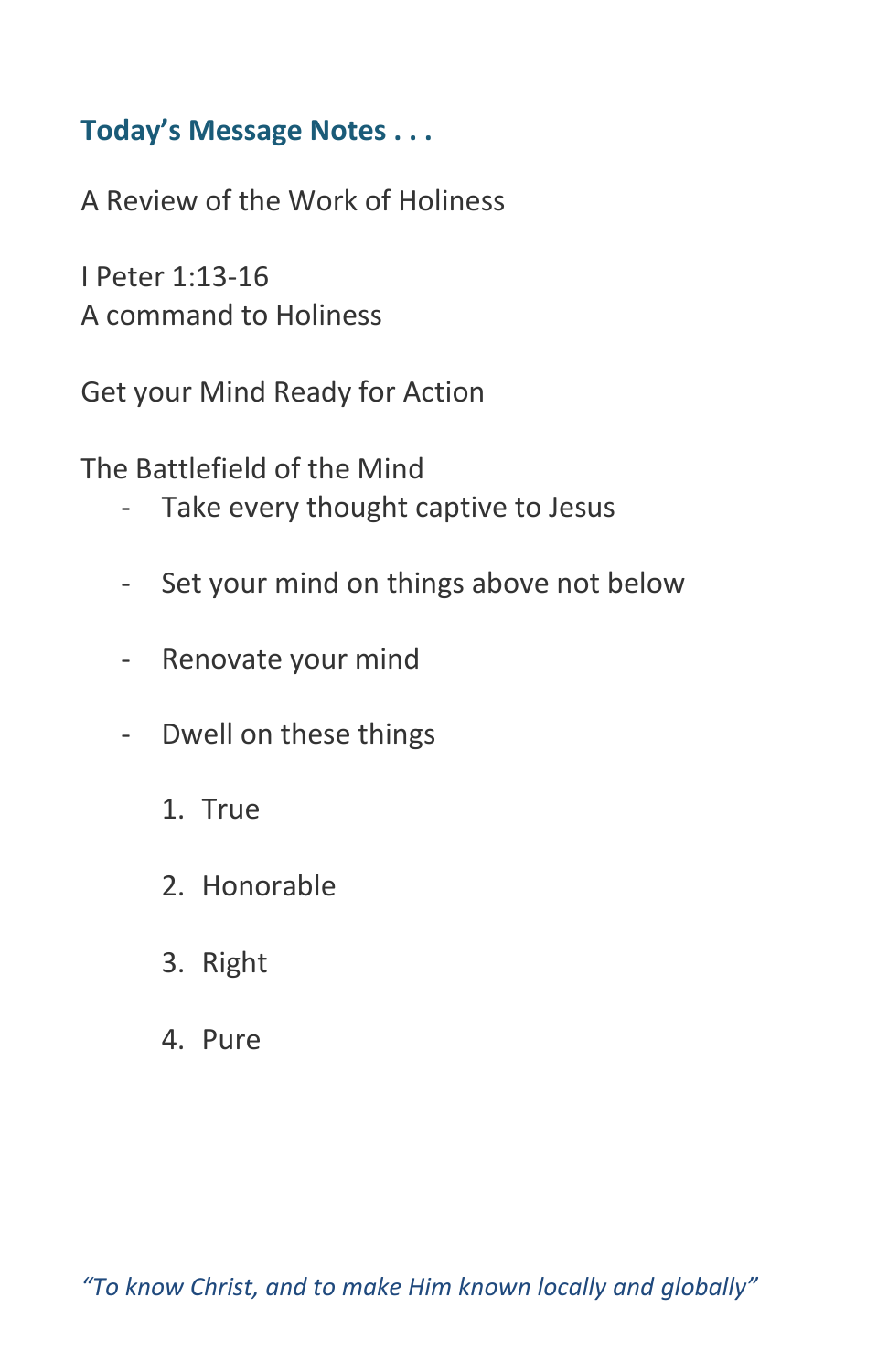## Today's Message Notes . . .

A Review of the Work of Holiness

I Peter 1:13-16
A command to Holiness

Get your Mind Ready for Action

The Battlefield of the Mind

- Take every thought captive to Jesus
- Set your mind on things above not below
- Renovate your mind
- Dwell on these things
  1. True
  2. Honorable
  3. Right
  4. Pure

*"To know Christ, and to make Him known locally and globally"*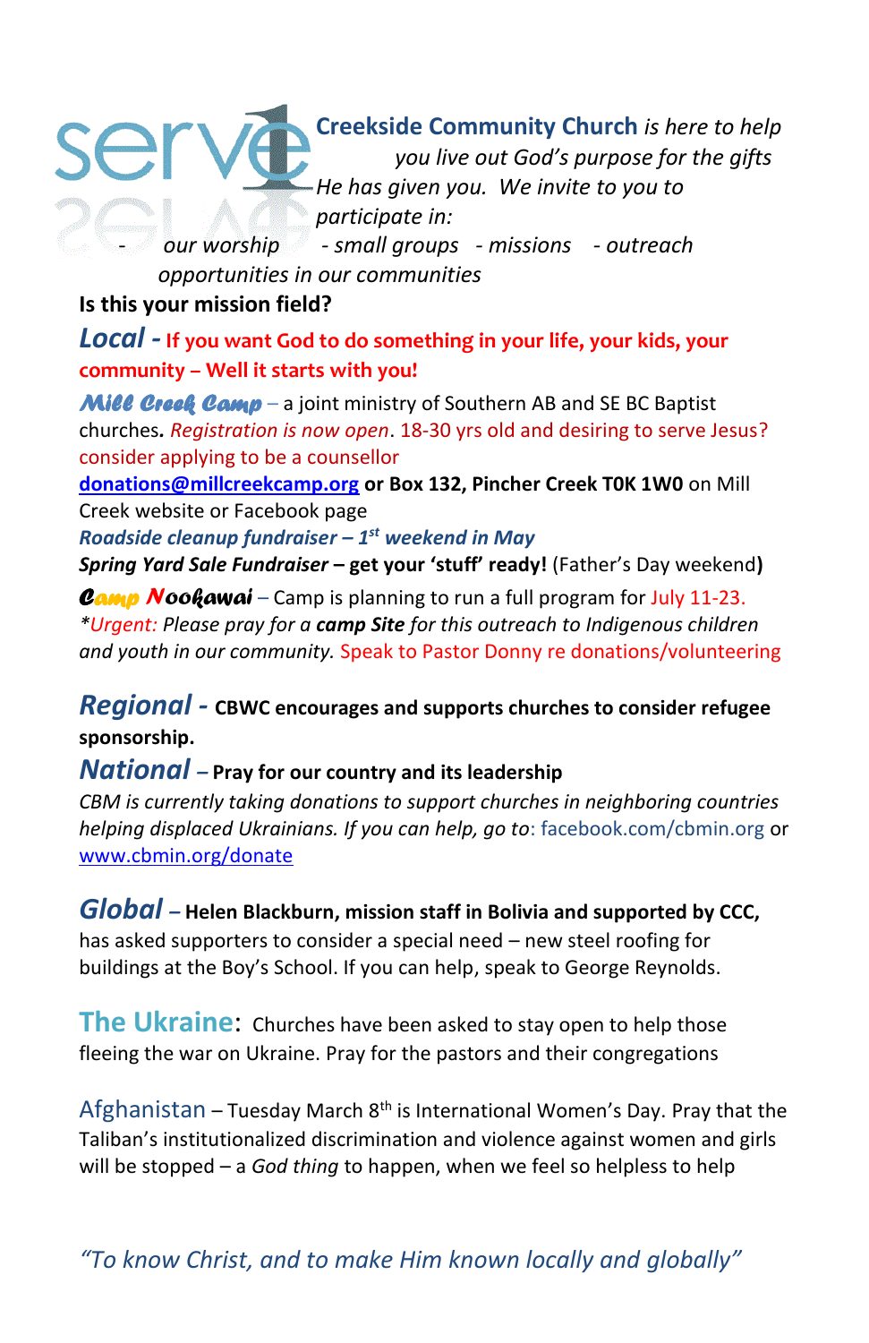**Creekside Community Church** *is here to help you live out God's purpose for the gifts He has given you. We invite to you to participate in:*

- *our worship* - *small groups* - *missions* - *outreach opportunities in our communities*

**Is this your mission field?**

## *Local* - **If you want God to do something in your life, your kids, your community – Well it starts with you!**

***Mill Creek Camp*** – a joint ministry of Southern AB and SE BC Baptist churches***.*** *Registration is now open*. 18-30 yrs old and desiring to serve Jesus? consider applying to be a counsellor

**donations@millcreekcamp.org or Box 132, Pincher Creek T0K 1W0** on Mill Creek website or Facebook page

***Roadside cleanup fundraiser – 1st weekend in May***

***Spring Yard Sale Fundraiser*** **– get your 'stuff' ready!** (Father's Day weekend**)**

***Camp Nookawai*** – Camp is planning to run a full program for July 11-23.

**Urgent:* *Please pray for a* ***camp Site*** *for this outreach to Indigenous children and youth in our community.* Speak to Pastor Donny re donations/volunteering

## *Regional* - **CBWC encourages and supports churches to consider refugee sponsorship.**

## *National* – **Pray for our country and its leadership**

*CBM is currently taking donations to support churches in neighboring countries helping displaced Ukrainians. If you can help, go to*: facebook.com/cbmin.org or www.cbmin.org/donate

## *Global* – **Helen Blackburn, mission staff in Bolivia and supported by CCC,**

has asked supporters to consider a special need – new steel roofing for buildings at the Boy's School. If you can help, speak to George Reynolds.

**The Ukraine:** Churches have been asked to stay open to help those fleeing the war on Ukraine. Pray for the pastors and their congregations

Afghanistan – Tuesday March 8th is International Women's Day. Pray that the Taliban's institutionalized discrimination and violence against women and girls will be stopped – a *God thing* to happen, when we feel so helpless to help

*"To know Christ, and to make Him known locally and globally"*